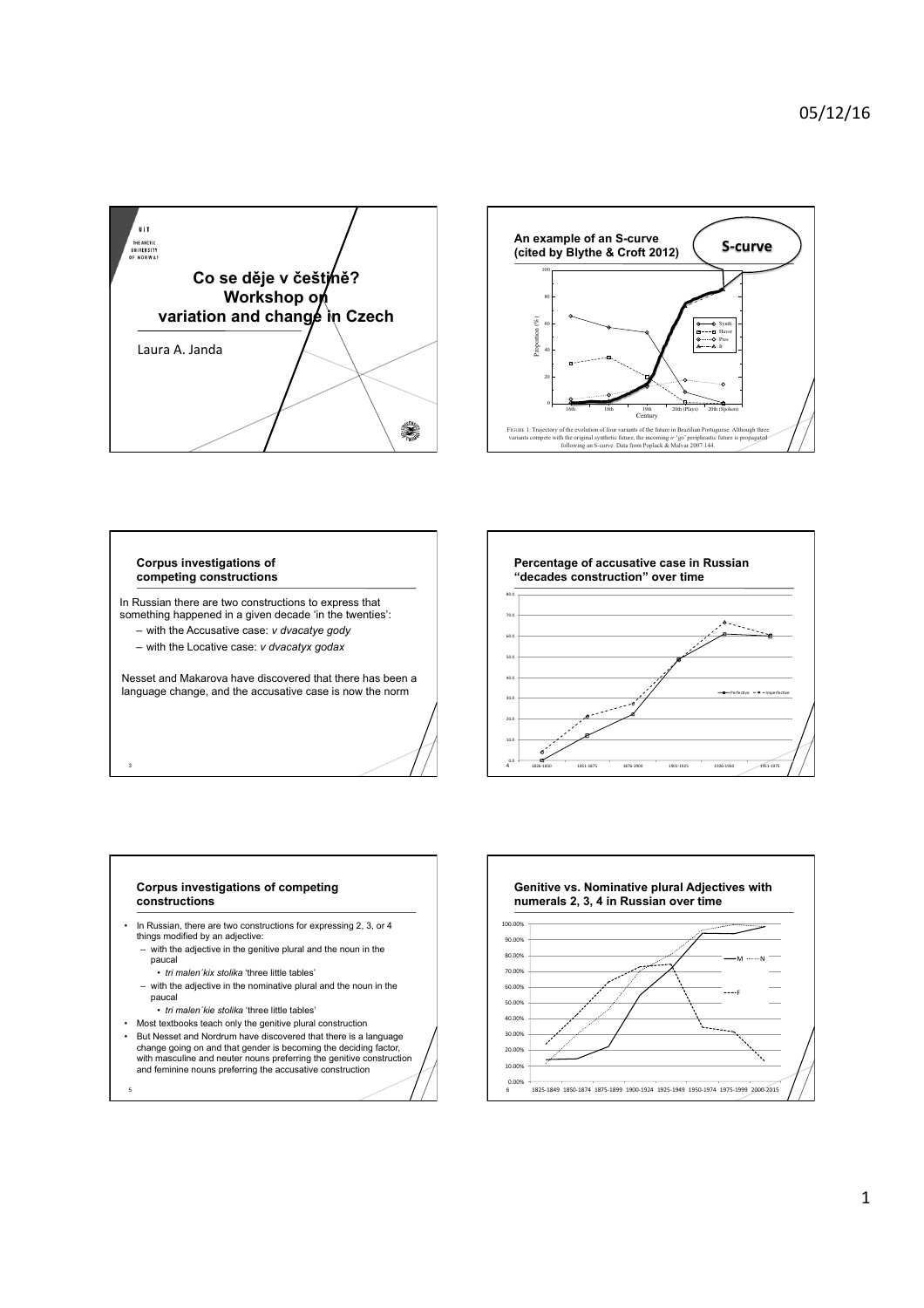# Co se děje v češtině? Workshop on variation and change in Czech

Laura A. Janda

## An example of an S-curve (cited by Blythe & Croft 2012)

S-curve

FIGURE 1. Trajectory of the evolution of four variants of the future in Brazilian Portuguese. Although three variants compete with the original synthetic future, the incoming *ir* 'go' periphrastic future is propagated following an S-curve. Data from Poplack & Malvar 2007:144.

## Corpus investigations of competing constructions

In Russian there are two constructions to express that something happened in a given decade 'in the twenties':

- with the Accusative case: *v dvacatye gody*
- with the Locative case: *v dvacatyx godax*

Nesset and Makarova have discovered that there has been a language change, and the accusative case is now the norm

## Percentage of accusative case in Russian "decades construction" over time

## Corpus investigations of competing constructions

- In Russian, there are two constructions for expressing 2, 3, or 4 things modified by an adjective:
  - with the adjective in the genitive plural and the noun in the paucal
    - *tri malen´kix stolika* 'three little tables'
  - with the adjective in the nominative plural and the noun in the paucal
    - *tri malen´kie stolika* 'three little tables'
- Most textbooks teach only the genitive plural construction
- But Nesset and Nordrum have discovered that there is a language change going on and that gender is becoming the deciding factor, with masculine and neuter nouns preferring the genitive construction and feminine nouns preferring the accusative construction

## Genitive vs. Nominative plural Adjectives with numerals 2, 3, 4 in Russian over time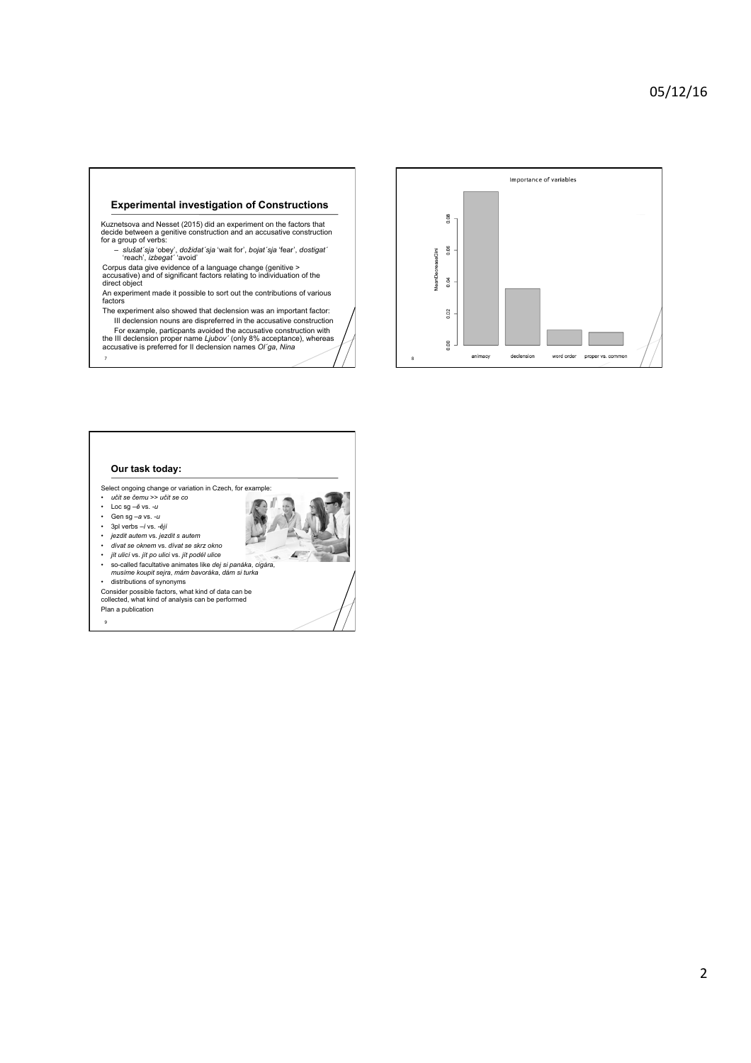## Experimental investigation of Constructions

Kuznetsova and Nesset (2015) did an experiment on the factors that decide between a genitive construction and an accusative construction for a group of verbs:

– *slušat´sja* 'obey', *dožidat´sja* 'wait for', *bojat´sja* 'fear', *dostigat´* 'reach', *izbegat´* 'avoid'

Corpus data give evidence of a language change (genitive > accusative) and of significant factors relating to individuation of the direct object

An experiment made it possible to sort out the contributions of various factors

The experiment also showed that declension was an important factor: III declension nouns are dispreferred in the accusative construction

For example, particpants avoided the accusative construction with the III declension proper name *Ljubov´* (only 8% acceptance), whereas accusative is preferred for II declension names *Ol´ga*, *Nina*

Importance of variables

MeanDecreaseGini

0.08
0.06
0.04
0.02
0.00

animacy
declension
word order
proper vs. common

## Our task today:

Select ongoing change or variation in Czech, for example:

- *učit se čemu* >> *učit se co*
- Loc sg –*ě* vs. -*u*
- Gen sg –*a* vs. -*u*
- 3pl verbs –*í* vs. -*ějí*
- *jezdit autem* vs. *jezdit s autem*
- *dívat se oknem* vs. *dívat se skrz okno*
- *jít ulicí* vs. *jít po ulici* vs. *jít podél ulice*
- so-called facultative animates like *dej si panáka*, *cigára*, *musíme koupit sejra*, *mám bavoráka*, *dám si turka*
- distributions of synonyms

Consider possible factors, what kind of data can be collected, what kind of analysis can be performed

Plan a publication